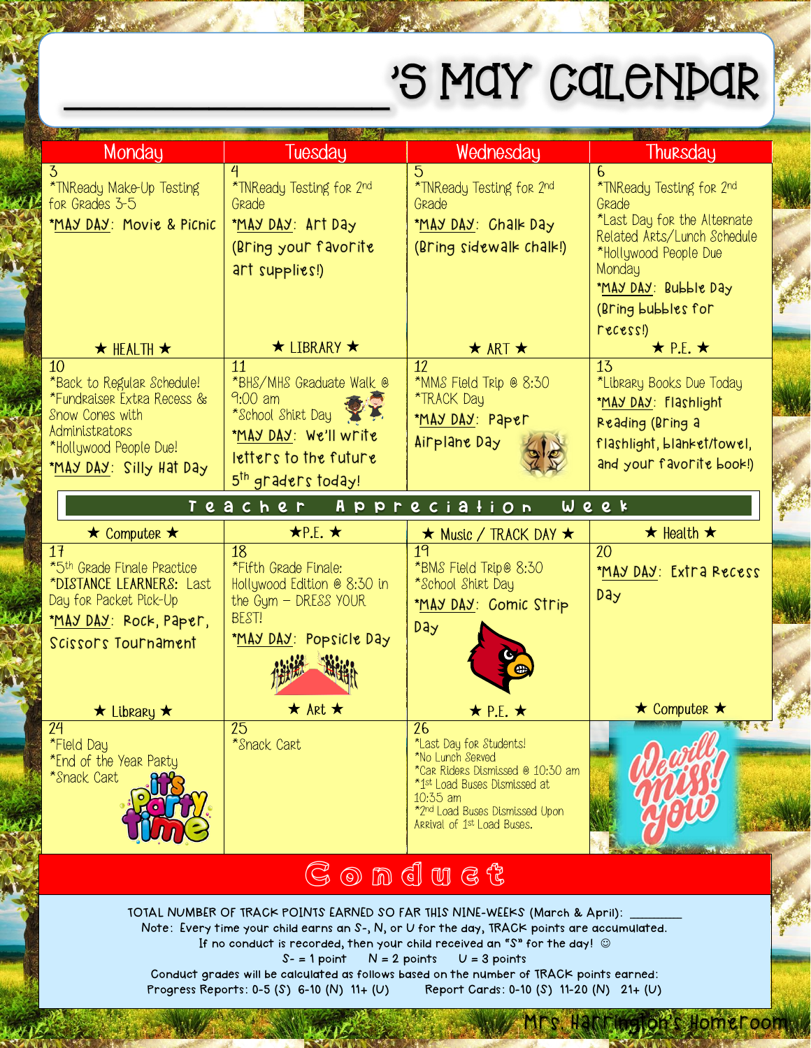# ___________'s May Calendar

| Monday | Tuesday | Wednesday | Thursday |
|---|---|---|---|
| 3<br>*TNReady Make-Up Testing for Grades 3-5<br>*MAY DAY: Movie & Picnic<br>★ HEALTH ★ | 4<br>*TNReady Testing for 2nd Grade<br>*MAY DAY: Art Day (Bring your favorite art supplies!)<br>★ LIBRARY ★ | 5<br>*TNReady Testing for 2nd Grade<br>*MAY DAY: Chalk Day (Bring sidewalk chalk!)<br>★ ART ★ | 6<br>*TNReady Testing for 2nd Grade<br>*Last Day for the Alternate Related Arts/Lunch Schedule<br>*Hollywood People Due Monday<br>*MAY DAY: Bubble Day (Bring bubbles for recess!)<br>★ P.E. ★ |
| 10<br>*Back to Regular Schedule!<br>*Fundraiser Extra Recess & Snow Cones with Administrators<br>*Hollywood People Due!<br>*MAY DAY: Silly Hat Day | 11<br>*BHS/MHS Graduate Walk @ 9:00 am<br>*School Shirt Day<br>*MAY DAY: We'll write letters to the future 5th graders today! | 12<br>*MMS Field Trip @ 8:30<br>*TRACK Day<br>*MAY DAY: Paper Airplane Day | 13<br>*Library Books Due Today<br>*MAY DAY: Flashlight Reading (Bring a flashlight, blanket/towel, and your favorite book!) |
| **Teacher Appreciation Week** | | | |
| ★ Computer ★<br>17<br>*5th Grade Finale Practice<br>*DISTANCE LEARNERS: Last Day for Packet Pick-Up<br>*MAY DAY: Rock, Paper, Scissors Tournament<br>★ Library ★ | ★P.E. ★<br>18<br>*Fifth Grade Finale: Hollywood Edition @ 8:30 in the Gym – DRESS YOUR BEST!<br>*MAY DAY: Popsicle Day<br>★ Art ★ | ★ Music / TRACK DAY ★<br>19<br>*BMS Field Trip@ 8:30<br>*School Shirt Day<br>*MAY DAY: Comic Strip Day<br>★ P.E. ★ | ★ Health ★<br>20<br>*MAY DAY: Extra Recess Day<br>★ Computer ★ |
| 24<br>*Field Day<br>*End of the Year Party<br>*Snack Cart | 25<br>*Snack Cart | 26<br>*Last Day for Students!<br>*No Lunch Served<br>*Car Riders Dismissed @ 10:30 am<br>*1st Load Buses Dismissed at 10:35 am<br>*2nd Load Buses Dismissed Upon Arrival of 1st Load Buses. | We will miss you! |

## Conduct

TOTAL NUMBER OF TRACK POINTS EARNED SO FAR THIS NINE-WEEKS (March & April): ________

Note: Every time your child earns an S-, N, or U for the day, TRACK points are accumulated.

If no conduct is recorded, then your child received an "S" for the day! ☺

S- = 1 point N = 2 points U = 3 points

Conduct grades will be calculated as follows based on the number of TRACK points earned:

Progress Reports: 0-5 (S) 6-10 (N) 11+ (U) Report Cards: 0-10 (S) 11-20 (N) 21+ (U)

Mrs. Harrington's Homeroom